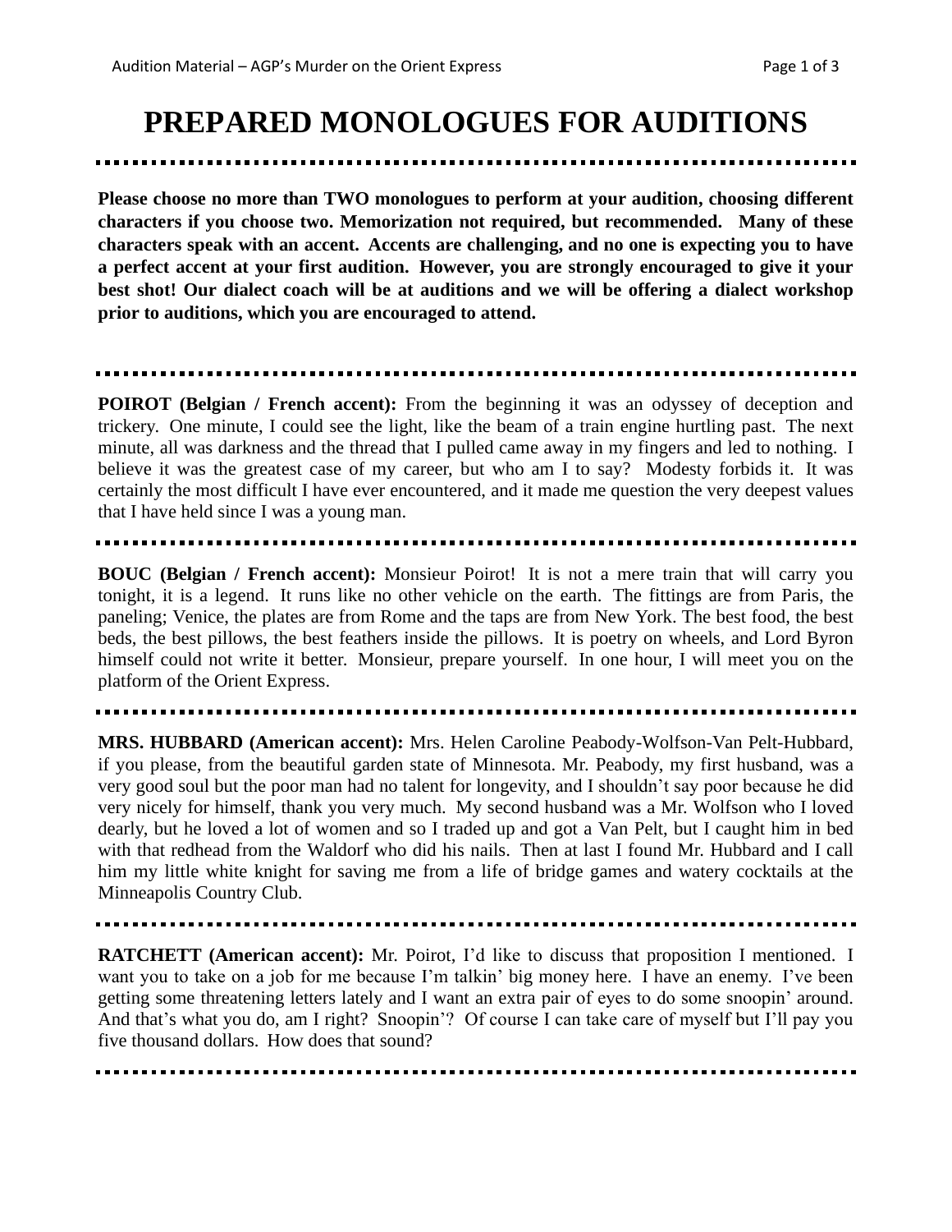# PREPARED MONOLOGUES FOR AUDITIONS

**Please choose no more than TWO monologues to perform at your audition, choosing different characters if you choose two. Memorization not required, but recommended. Many of these characters speak with an accent. Accents are challenging, and no one is expecting you to have a perfect accent at your first audition. However, you are strongly encouraged to give it your best shot! Our dialect coach will be at auditions and we will be offering a dialect workshop prior to auditions, which you are encouraged to attend.**

---

**POIROT (Belgian / French accent):** From the beginning it was an odyssey of deception and trickery. One minute, I could see the light, like the beam of a train engine hurtling past. The next minute, all was darkness and the thread that I pulled came away in my fingers and led to nothing. I believe it was the greatest case of my career, but who am I to say? Modesty forbids it. It was certainly the most difficult I have ever encountered, and it made me question the very deepest values that I have held since I was a young man.

---

**BOUC (Belgian / French accent):** Monsieur Poirot! It is not a mere train that will carry you tonight, it is a legend. It runs like no other vehicle on the earth. The fittings are from Paris, the paneling; Venice, the plates are from Rome and the taps are from New York. The best food, the best beds, the best pillows, the best feathers inside the pillows. It is poetry on wheels, and Lord Byron himself could not write it better. Monsieur, prepare yourself. In one hour, I will meet you on the platform of the Orient Express.

---

**MRS. HUBBARD (American accent):** Mrs. Helen Caroline Peabody-Wolfson-Van Pelt-Hubbard, if you please, from the beautiful garden state of Minnesota. Mr. Peabody, my first husband, was a very good soul but the poor man had no talent for longevity, and I shouldn't say poor because he did very nicely for himself, thank you very much. My second husband was a Mr. Wolfson who I loved dearly, but he loved a lot of women and so I traded up and got a Van Pelt, but I caught him in bed with that redhead from the Waldorf who did his nails. Then at last I found Mr. Hubbard and I call him my little white knight for saving me from a life of bridge games and watery cocktails at the Minneapolis Country Club.

---

**RATCHETT (American accent):** Mr. Poirot, I'd like to discuss that proposition I mentioned. I want you to take on a job for me because I'm talkin' big money here. I have an enemy. I've been getting some threatening letters lately and I want an extra pair of eyes to do some snoopin' around. And that's what you do, am I right? Snoopin'? Of course I can take care of myself but I'll pay you five thousand dollars. How does that sound?

---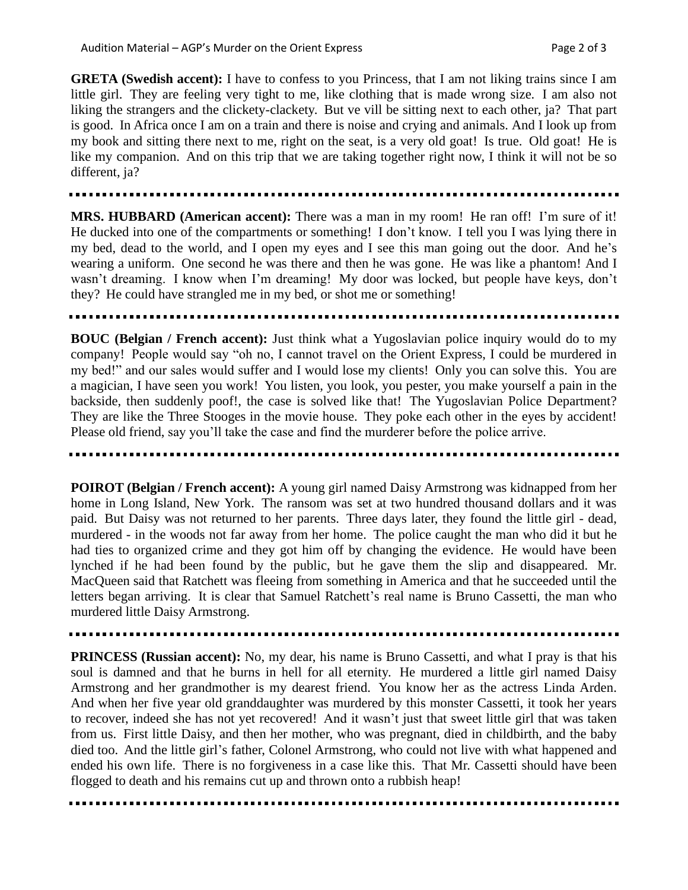**GRETA (Swedish accent):** I have to confess to you Princess, that I am not liking trains since I am little girl. They are feeling very tight to me, like clothing that is made wrong size. I am also not liking the strangers and the clickety-clackety. But ve vill be sitting next to each other, ja? That part is good. In Africa once I am on a train and there is noise and crying and animals. And I look up from my book and sitting there next to me, right on the seat, is a very old goat! Is true. Old goat! He is like my companion. And on this trip that we are taking together right now, I think it will not be so different, ja?

---

**MRS. HUBBARD (American accent):** There was a man in my room! He ran off! I'm sure of it! He ducked into one of the compartments or something! I don't know. I tell you I was lying there in my bed, dead to the world, and I open my eyes and I see this man going out the door. And he's wearing a uniform. One second he was there and then he was gone. He was like a phantom! And I wasn't dreaming. I know when I'm dreaming! My door was locked, but people have keys, don't they? He could have strangled me in my bed, or shot me or something!

---

**BOUC (Belgian / French accent):** Just think what a Yugoslavian police inquiry would do to my company! People would say "oh no, I cannot travel on the Orient Express, I could be murdered in my bed!" and our sales would suffer and I would lose my clients! Only you can solve this. You are a magician, I have seen you work! You listen, you look, you pester, you make yourself a pain in the backside, then suddenly poof!, the case is solved like that! The Yugoslavian Police Department? They are like the Three Stooges in the movie house. They poke each other in the eyes by accident! Please old friend, say you'll take the case and find the murderer before the police arrive.

---

**POIROT (Belgian / French accent):** A young girl named Daisy Armstrong was kidnapped from her home in Long Island, New York. The ransom was set at two hundred thousand dollars and it was paid. But Daisy was not returned to her parents. Three days later, they found the little girl - dead, murdered - in the woods not far away from her home. The police caught the man who did it but he had ties to organized crime and they got him off by changing the evidence. He would have been lynched if he had been found by the public, but he gave them the slip and disappeared. Mr. MacQueen said that Ratchett was fleeing from something in America and that he succeeded until the letters began arriving. It is clear that Samuel Ratchett's real name is Bruno Cassetti, the man who murdered little Daisy Armstrong.

---

**PRINCESS (Russian accent):** No, my dear, his name is Bruno Cassetti, and what I pray is that his soul is damned and that he burns in hell for all eternity. He murdered a little girl named Daisy Armstrong and her grandmother is my dearest friend. You know her as the actress Linda Arden. And when her five year old granddaughter was murdered by this monster Cassetti, it took her years to recover, indeed she has not yet recovered! And it wasn't just that sweet little girl that was taken from us. First little Daisy, and then her mother, who was pregnant, died in childbirth, and the baby died too. And the little girl's father, Colonel Armstrong, who could not live with what happened and ended his own life. There is no forgiveness in a case like this. That Mr. Cassetti should have been flogged to death and his remains cut up and thrown onto a rubbish heap!

---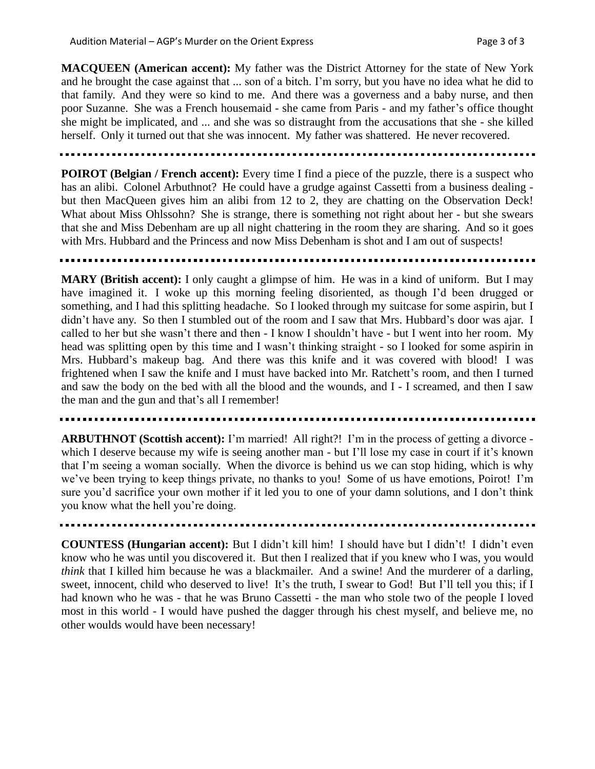**MACQUEEN (American accent):** My father was the District Attorney for the state of New York and he brought the case against that ... son of a bitch. I'm sorry, but you have no idea what he did to that family. And they were so kind to me. And there was a governess and a baby nurse, and then poor Suzanne. She was a French housemaid - she came from Paris - and my father's office thought she might be implicated, and ... and she was so distraught from the accusations that she - she killed herself. Only it turned out that she was innocent. My father was shattered. He never recovered.

---

**POIROT (Belgian / French accent):** Every time I find a piece of the puzzle, there is a suspect who has an alibi. Colonel Arbuthnot? He could have a grudge against Cassetti from a business dealing - but then MacQueen gives him an alibi from 12 to 2, they are chatting on the Observation Deck! What about Miss Ohlssohn? She is strange, there is something not right about her - but she swears that she and Miss Debenham are up all night chattering in the room they are sharing. And so it goes with Mrs. Hubbard and the Princess and now Miss Debenham is shot and I am out of suspects!

---

**MARY (British accent):** I only caught a glimpse of him. He was in a kind of uniform. But I may have imagined it. I woke up this morning feeling disoriented, as though I'd been drugged or something, and I had this splitting headache. So I looked through my suitcase for some aspirin, but I didn't have any. So then I stumbled out of the room and I saw that Mrs. Hubbard's door was ajar. I called to her but she wasn't there and then - I know I shouldn't have - but I went into her room. My head was splitting open by this time and I wasn't thinking straight - so I looked for some aspirin in Mrs. Hubbard's makeup bag. And there was this knife and it was covered with blood! I was frightened when I saw the knife and I must have backed into Mr. Ratchett's room, and then I turned and saw the body on the bed with all the blood and the wounds, and I - I screamed, and then I saw the man and the gun and that's all I remember!

---

**ARBUTHNOT (Scottish accent):** I'm married! All right?! I'm in the process of getting a divorce - which I deserve because my wife is seeing another man - but I'll lose my case in court if it's known that I'm seeing a woman socially. When the divorce is behind us we can stop hiding, which is why we've been trying to keep things private, no thanks to you! Some of us have emotions, Poirot! I'm sure you'd sacrifice your own mother if it led you to one of your damn solutions, and I don't think you know what the hell you're doing.

---

**COUNTESS (Hungarian accent):** But I didn't kill him! I should have but I didn't! I didn't even know who he was until you discovered it. But then I realized that if you knew who I was, you would *think* that I killed him because he was a blackmailer. And a swine! And the murderer of a darling, sweet, innocent, child who deserved to live! It's the truth, I swear to God! But I'll tell you this; if I had known who he was - that he was Bruno Cassetti - the man who stole two of the people I loved most in this world - I would have pushed the dagger through his chest myself, and believe me, no other woulds would have been necessary!